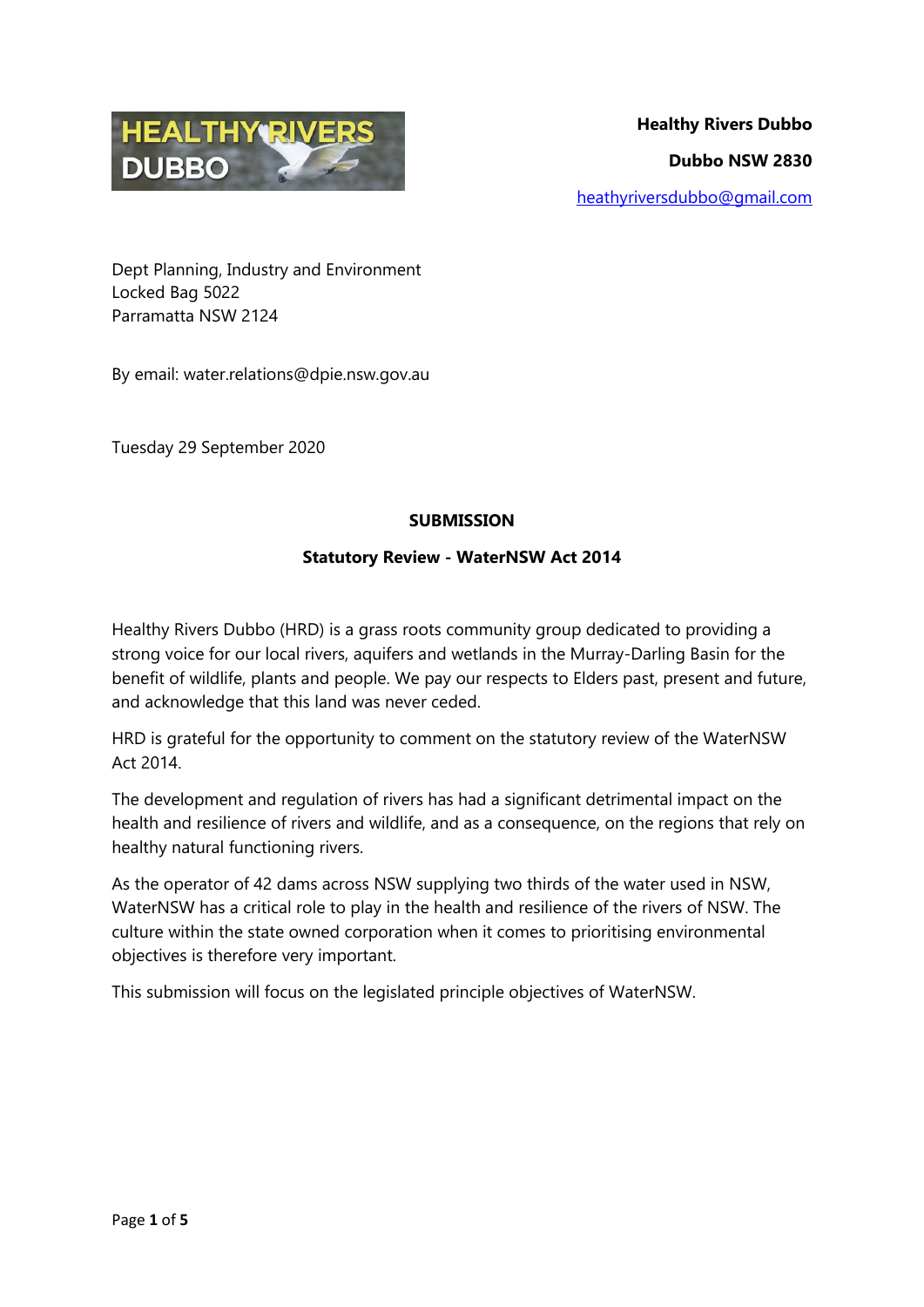**Healthy Rivers Dubbo**

**Dubbo NSW 2830**

heathyriversdubbo@gmail.com

Dept Planning, Industry and Environment
Locked Bag 5022
Parramatta NSW 2124

By email: water.relations@dpie.nsw.gov.au

Tuesday 29 September 2020

**SUBMISSION**

**Statutory Review - WaterNSW Act 2014**

Healthy Rivers Dubbo (HRD) is a grass roots community group dedicated to providing a strong voice for our local rivers, aquifers and wetlands in the Murray-Darling Basin for the benefit of wildlife, plants and people. We pay our respects to Elders past, present and future, and acknowledge that this land was never ceded.

HRD is grateful for the opportunity to comment on the statutory review of the WaterNSW Act 2014.

The development and regulation of rivers has had a significant detrimental impact on the health and resilience of rivers and wildlife, and as a consequence, on the regions that rely on healthy natural functioning rivers.

As the operator of 42 dams across NSW supplying two thirds of the water used in NSW, WaterNSW has a critical role to play in the health and resilience of the rivers of NSW. The culture within the state owned corporation when it comes to prioritising environmental objectives is therefore very important.

This submission will focus on the legislated principle objectives of WaterNSW.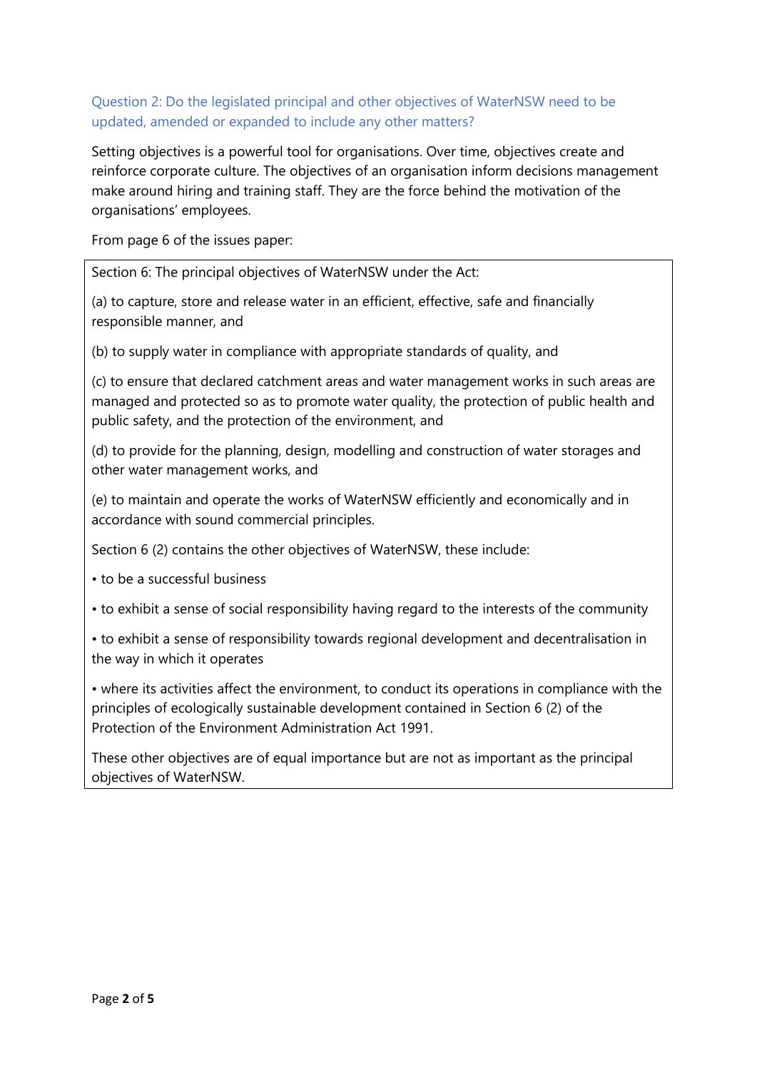### Question 2: Do the legislated principal and other objectives of WaterNSW need to be updated, amended or expanded to include any other matters?

Setting objectives is a powerful tool for organisations. Over time, objectives create and reinforce corporate culture. The objectives of an organisation inform decisions management make around hiring and training staff. They are the force behind the motivation of the organisations' employees.

From page 6 of the issues paper:

> Section 6: The principal objectives of WaterNSW under the Act:
>
> (a) to capture, store and release water in an efficient, effective, safe and financially responsible manner, and
>
> (b) to supply water in compliance with appropriate standards of quality, and
>
> (c) to ensure that declared catchment areas and water management works in such areas are managed and protected so as to promote water quality, the protection of public health and public safety, and the protection of the environment, and
>
> (d) to provide for the planning, design, modelling and construction of water storages and other water management works, and
>
> (e) to maintain and operate the works of WaterNSW efficiently and economically and in accordance with sound commercial principles.
>
> Section 6 (2) contains the other objectives of WaterNSW, these include:
>
> - to be a successful business
> - to exhibit a sense of social responsibility having regard to the interests of the community
> - to exhibit a sense of responsibility towards regional development and decentralisation in the way in which it operates
> - where its activities affect the environment, to conduct its operations in compliance with the principles of ecologically sustainable development contained in Section 6 (2) of the Protection of the Environment Administration Act 1991.
>
> These other objectives are of equal importance but are not as important as the principal objectives of WaterNSW.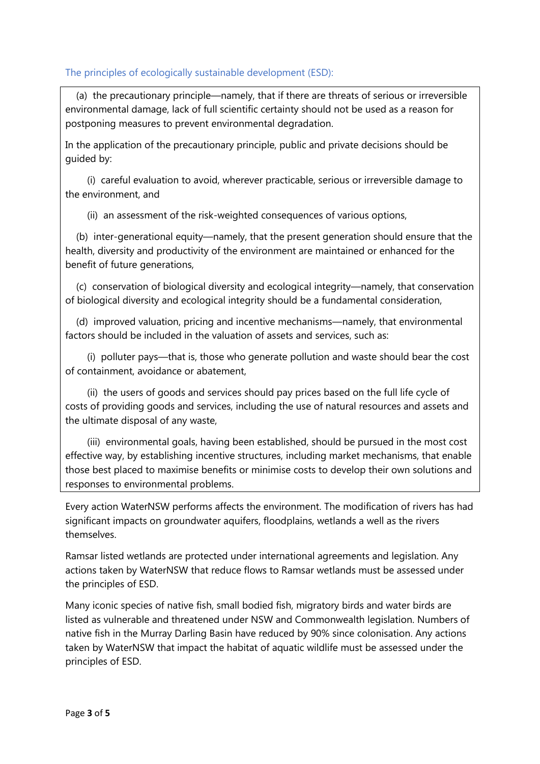## The principles of ecologically sustainable development (ESD):

(a) the precautionary principle—namely, that if there are threats of serious or irreversible environmental damage, lack of full scientific certainty should not be used as a reason for postponing measures to prevent environmental degradation.

In the application of the precautionary principle, public and private decisions should be guided by:

(i) careful evaluation to avoid, wherever practicable, serious or irreversible damage to the environment, and

(ii) an assessment of the risk-weighted consequences of various options,

(b) inter-generational equity—namely, that the present generation should ensure that the health, diversity and productivity of the environment are maintained or enhanced for the benefit of future generations,

(c) conservation of biological diversity and ecological integrity—namely, that conservation of biological diversity and ecological integrity should be a fundamental consideration,

(d) improved valuation, pricing and incentive mechanisms—namely, that environmental factors should be included in the valuation of assets and services, such as:

(i) polluter pays—that is, those who generate pollution and waste should bear the cost of containment, avoidance or abatement,

(ii) the users of goods and services should pay prices based on the full life cycle of costs of providing goods and services, including the use of natural resources and assets and the ultimate disposal of any waste,

(iii) environmental goals, having been established, should be pursued in the most cost effective way, by establishing incentive structures, including market mechanisms, that enable those best placed to maximise benefits or minimise costs to develop their own solutions and responses to environmental problems.

Every action WaterNSW performs affects the environment. The modification of rivers has had significant impacts on groundwater aquifers, floodplains, wetlands a well as the rivers themselves.

Ramsar listed wetlands are protected under international agreements and legislation. Any actions taken by WaterNSW that reduce flows to Ramsar wetlands must be assessed under the principles of ESD.

Many iconic species of native fish, small bodied fish, migratory birds and water birds are listed as vulnerable and threatened under NSW and Commonwealth legislation. Numbers of native fish in the Murray Darling Basin have reduced by 90% since colonisation. Any actions taken by WaterNSW that impact the habitat of aquatic wildlife must be assessed under the principles of ESD.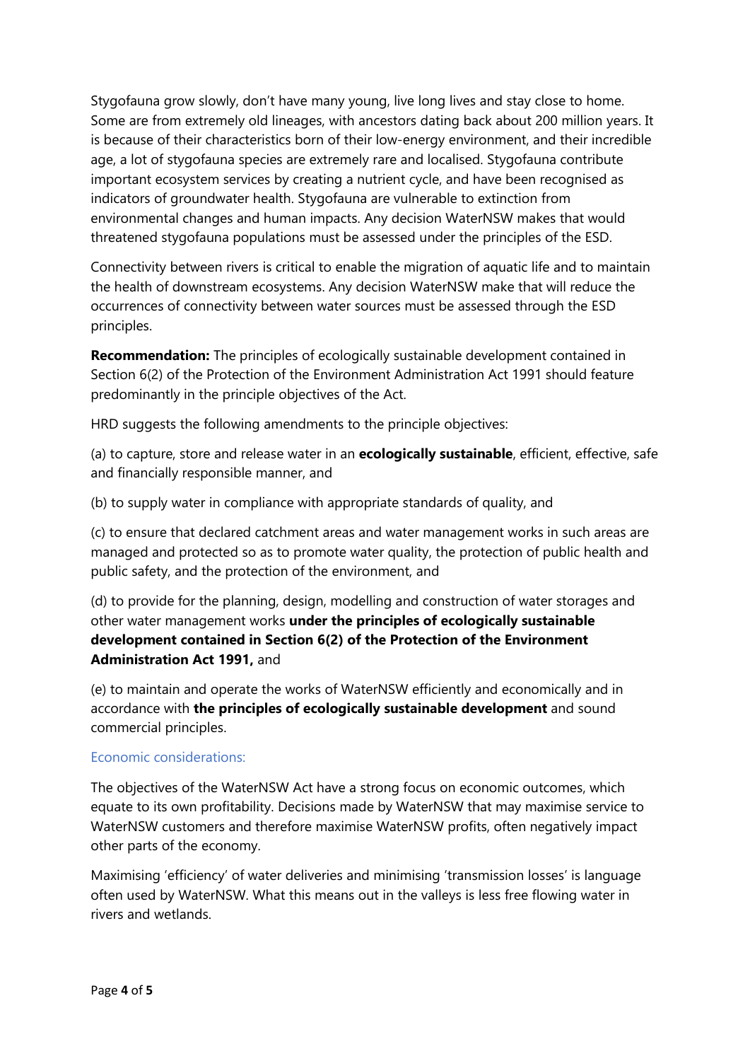Stygofauna grow slowly, don't have many young, live long lives and stay close to home. Some are from extremely old lineages, with ancestors dating back about 200 million years. It is because of their characteristics born of their low-energy environment, and their incredible age, a lot of stygofauna species are extremely rare and localised. Stygofauna contribute important ecosystem services by creating a nutrient cycle, and have been recognised as indicators of groundwater health. Stygofauna are vulnerable to extinction from environmental changes and human impacts. Any decision WaterNSW makes that would threatened stygofauna populations must be assessed under the principles of the ESD.

Connectivity between rivers is critical to enable the migration of aquatic life and to maintain the health of downstream ecosystems. Any decision WaterNSW make that will reduce the occurrences of connectivity between water sources must be assessed through the ESD principles.

**Recommendation:** The principles of ecologically sustainable development contained in Section 6(2) of the Protection of the Environment Administration Act 1991 should feature predominantly in the principle objectives of the Act.

HRD suggests the following amendments to the principle objectives:

(a) to capture, store and release water in an **ecologically sustainable**, efficient, effective, safe and financially responsible manner, and

(b) to supply water in compliance with appropriate standards of quality, and

(c) to ensure that declared catchment areas and water management works in such areas are managed and protected so as to promote water quality, the protection of public health and public safety, and the protection of the environment, and

(d) to provide for the planning, design, modelling and construction of water storages and other water management works **under the principles of ecologically sustainable development contained in Section 6(2) of the Protection of the Environment Administration Act 1991,** and

(e) to maintain and operate the works of WaterNSW efficiently and economically and in accordance with **the principles of ecologically sustainable development** and sound commercial principles.

### Economic considerations:

The objectives of the WaterNSW Act have a strong focus on economic outcomes, which equate to its own profitability. Decisions made by WaterNSW that may maximise service to WaterNSW customers and therefore maximise WaterNSW profits, often negatively impact other parts of the economy.

Maximising 'efficiency' of water deliveries and minimising 'transmission losses' is language often used by WaterNSW. What this means out in the valleys is less free flowing water in rivers and wetlands.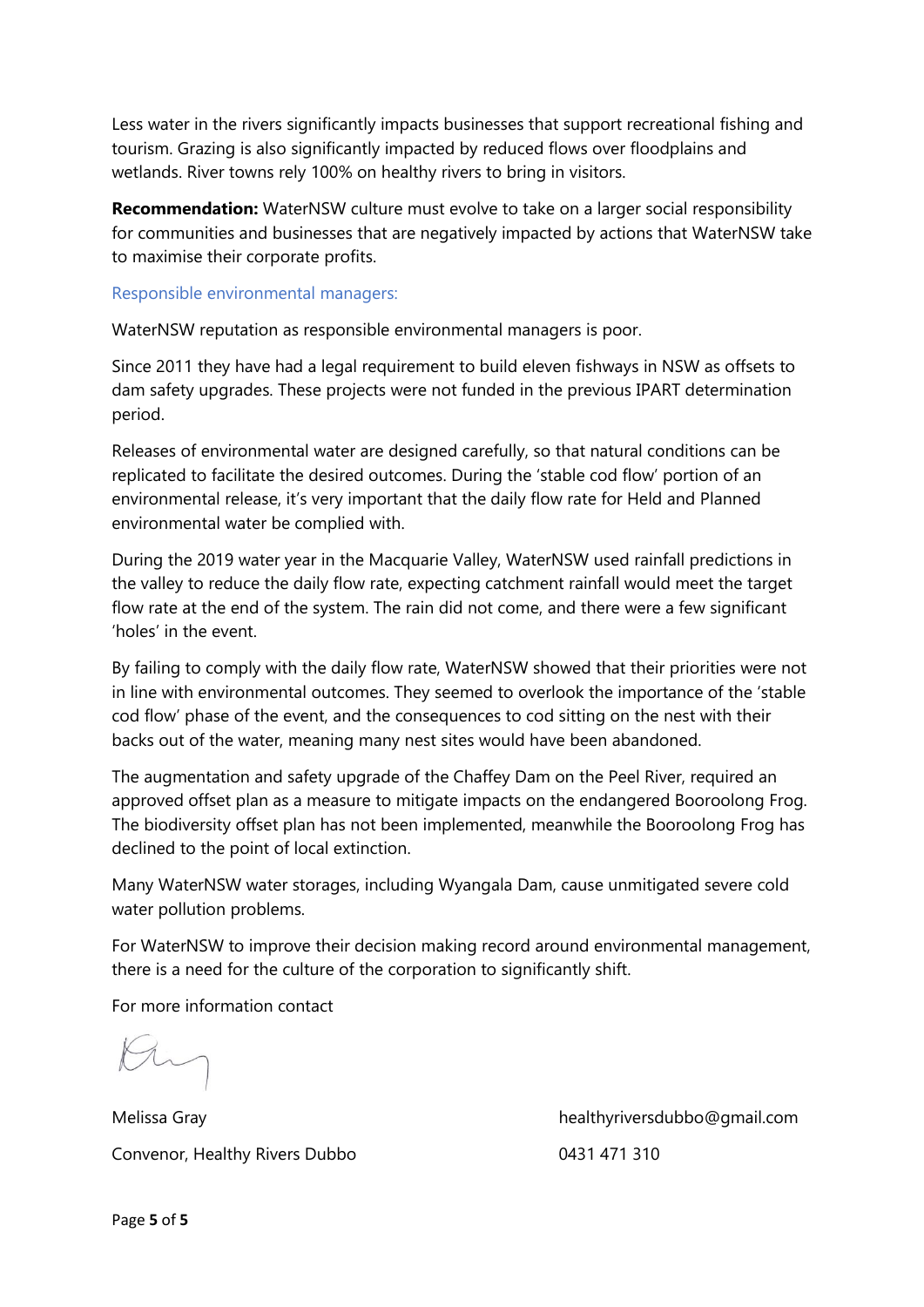Less water in the rivers significantly impacts businesses that support recreational fishing and tourism. Grazing is also significantly impacted by reduced flows over floodplains and wetlands. River towns rely 100% on healthy rivers to bring in visitors.

**Recommendation:** WaterNSW culture must evolve to take on a larger social responsibility for communities and businesses that are negatively impacted by actions that WaterNSW take to maximise their corporate profits.

### Responsible environmental managers:

WaterNSW reputation as responsible environmental managers is poor.

Since 2011 they have had a legal requirement to build eleven fishways in NSW as offsets to dam safety upgrades. These projects were not funded in the previous IPART determination period.

Releases of environmental water are designed carefully, so that natural conditions can be replicated to facilitate the desired outcomes. During the 'stable cod flow' portion of an environmental release, it's very important that the daily flow rate for Held and Planned environmental water be complied with.

During the 2019 water year in the Macquarie Valley, WaterNSW used rainfall predictions in the valley to reduce the daily flow rate, expecting catchment rainfall would meet the target flow rate at the end of the system. The rain did not come, and there were a few significant 'holes' in the event.

By failing to comply with the daily flow rate, WaterNSW showed that their priorities were not in line with environmental outcomes. They seemed to overlook the importance of the 'stable cod flow' phase of the event, and the consequences to cod sitting on the nest with their backs out of the water, meaning many nest sites would have been abandoned.

The augmentation and safety upgrade of the Chaffey Dam on the Peel River, required an approved offset plan as a measure to mitigate impacts on the endangered Booroolong Frog. The biodiversity offset plan has not been implemented, meanwhile the Booroolong Frog has declined to the point of local extinction.

Many WaterNSW water storages, including Wyangala Dam, cause unmitigated severe cold water pollution problems.

For WaterNSW to improve their decision making record around environmental management, there is a need for the culture of the corporation to significantly shift.

For more information contact

Melissa Gray
Convenor, Healthy Rivers Dubbo

healthyriversdubbo@gmail.com
0431 471 310